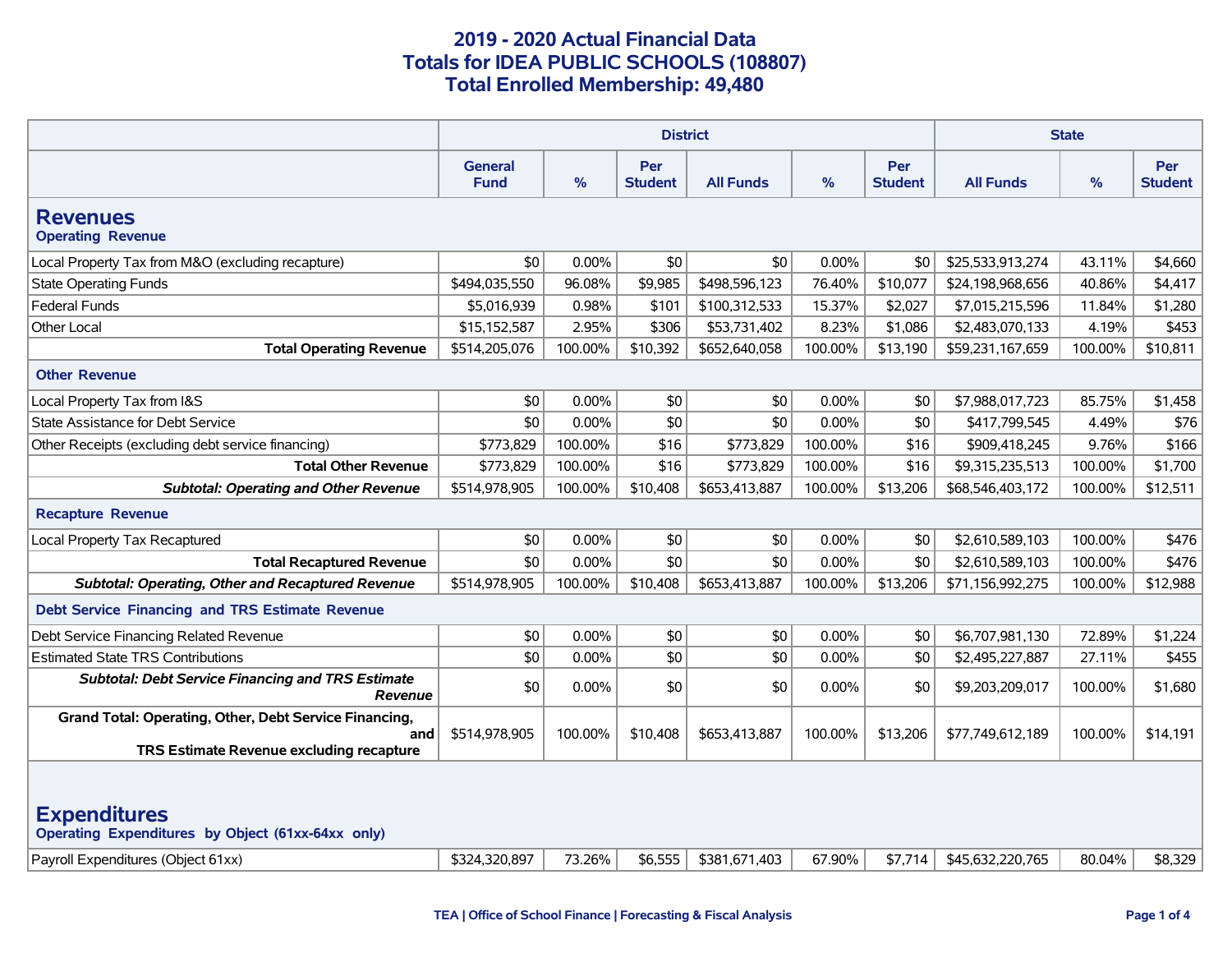# 2019 - 2020 Actual Financial Data
# Totals for IDEA PUBLIC SCHOOLS (108807)
# Total Enrolled Membership: 49,480

| | District | | | | | | State | | |
|---|---|---|---|---|---|---|---|---|---|
| | General Fund | % | Per Student | All Funds | % | Per Student | All Funds | % | Per Student |
| **Revenues** | | | | | | | | | |
| **Operating Revenue** | | | | | | | | | |
| Local Property Tax from M&O (excluding recapture) | $0 | 0.00% | $0 | $0 | 0.00% | $0 | $25,533,913,274 | 43.11% | $4,660 |
| State Operating Funds | $494,035,550 | 96.08% | $9,985 | $498,596,123 | 76.40% | $10,077 | $24,198,968,656 | 40.86% | $4,417 |
| Federal Funds | $5,016,939 | 0.98% | $101 | $100,312,533 | 15.37% | $2,027 | $7,015,215,596 | 11.84% | $1,280 |
| Other Local | $15,152,587 | 2.95% | $306 | $53,731,402 | 8.23% | $1,086 | $2,483,070,133 | 4.19% | $453 |
| **Total Operating Revenue** | $514,205,076 | 100.00% | $10,392 | $652,640,058 | 100.00% | $13,190 | $59,231,167,659 | 100.00% | $10,811 |
| **Other Revenue** | | | | | | | | | |
| Local Property Tax from I&S | $0 | 0.00% | $0 | $0 | 0.00% | $0 | $7,988,017,723 | 85.75% | $1,458 |
| State Assistance for Debt Service | $0 | 0.00% | $0 | $0 | 0.00% | $0 | $417,799,545 | 4.49% | $76 |
| Other Receipts (excluding debt service financing) | $773,829 | 100.00% | $16 | $773,829 | 100.00% | $16 | $909,418,245 | 9.76% | $166 |
| **Total Other Revenue** | $773,829 | 100.00% | $16 | $773,829 | 100.00% | $16 | $9,315,235,513 | 100.00% | $1,700 |
| ***Subtotal: Operating and Other Revenue*** | $514,978,905 | 100.00% | $10,408 | $653,413,887 | 100.00% | $13,206 | $68,546,403,172 | 100.00% | $12,511 |
| **Recapture Revenue** | | | | | | | | | |
| Local Property Tax Recaptured | $0 | 0.00% | $0 | $0 | 0.00% | $0 | $2,610,589,103 | 100.00% | $476 |
| **Total Recaptured Revenue** | $0 | 0.00% | $0 | $0 | 0.00% | $0 | $2,610,589,103 | 100.00% | $476 |
| ***Subtotal: Operating, Other and Recaptured Revenue*** | $514,978,905 | 100.00% | $10,408 | $653,413,887 | 100.00% | $13,206 | $71,156,992,275 | 100.00% | $12,988 |
| **Debt Service Financing and TRS Estimate Revenue** | | | | | | | | | |
| Debt Service Financing Related Revenue | $0 | 0.00% | $0 | $0 | 0.00% | $0 | $6,707,981,130 | 72.89% | $1,224 |
| Estimated State TRS Contributions | $0 | 0.00% | $0 | $0 | 0.00% | $0 | $2,495,227,887 | 27.11% | $455 |
| ***Subtotal: Debt Service Financing and TRS Estimate Revenue*** | $0 | 0.00% | $0 | $0 | 0.00% | $0 | $9,203,209,017 | 100.00% | $1,680 |
| **Grand Total: Operating, Other, Debt Service Financing, and TRS Estimate Revenue excluding recapture** | $514,978,905 | 100.00% | $10,408 | $653,413,887 | 100.00% | $13,206 | $77,749,612,189 | 100.00% | $14,191 |
| **Expenditures** | | | | | | | | | |
| **Operating Expenditures by Object (61xx-64xx only)** | | | | | | | | | |
| Payroll Expenditures (Object 61xx) | $324,320,897 | 73.26% | $6,555 | $381,671,403 | 67.90% | $7,714 | $45,632,220,765 | 80.04% | $8,329 |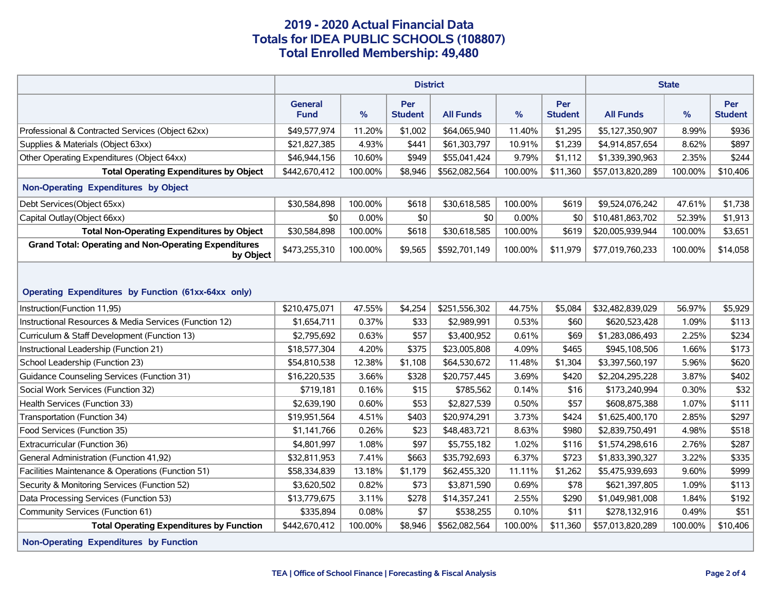# 2019 - 2020 Actual Financial Data
## Totals for IDEA PUBLIC SCHOOLS (108807)
## Total Enrolled Membership: 49,480

| | District | | | | | | State | | |
|---|---|---|---|---|---|---|---|---|---|
| | General Fund | % | Per Student | All Funds | % | Per Student | All Funds | % | Per Student |
| Professional & Contracted Services (Object 62xx) | $49,577,974 | 11.20% | $1,002 | $64,065,940 | 11.40% | $1,295 | $5,127,350,907 | 8.99% | $936 |
| Supplies & Materials (Object 63xx) | $21,827,385 | 4.93% | $441 | $61,303,797 | 10.91% | $1,239 | $4,914,857,654 | 8.62% | $897 |
| Other Operating Expenditures (Object 64xx) | $46,944,156 | 10.60% | $949 | $55,041,424 | 9.79% | $1,112 | $1,339,390,963 | 2.35% | $244 |
| **Total Operating Expenditures by Object** | $442,670,412 | 100.00% | $8,946 | $562,082,564 | 100.00% | $11,360 | $57,013,820,289 | 100.00% | $10,406 |
| **Non-Operating Expenditures by Object** | | | | | | | | | |
| Debt Services(Object 65xx) | $30,584,898 | 100.00% | $618 | $30,618,585 | 100.00% | $619 | $9,524,076,242 | 47.61% | $1,738 |
| Capital Outlay(Object 66xx) | $0 | 0.00% | $0 | $0 | 0.00% | $0 | $10,481,863,702 | 52.39% | $1,913 |
| **Total Non-Operating Expenditures by Object** | $30,584,898 | 100.00% | $618 | $30,618,585 | 100.00% | $619 | $20,005,939,944 | 100.00% | $3,651 |
| **Grand Total: Operating and Non-Operating Expenditures by Object** | $473,255,310 | 100.00% | $9,565 | $592,701,149 | 100.00% | $11,979 | $77,019,760,233 | 100.00% | $14,058 |
| **Operating Expenditures by Function (61xx-64xx only)** | | | | | | | | | |
| Instruction(Function 11,95) | $210,475,071 | 47.55% | $4,254 | $251,556,302 | 44.75% | $5,084 | $32,482,839,029 | 56.97% | $5,929 |
| Instructional Resources & Media Services (Function 12) | $1,654,711 | 0.37% | $33 | $2,989,991 | 0.53% | $60 | $620,523,428 | 1.09% | $113 |
| Curriculum & Staff Development (Function 13) | $2,795,692 | 0.63% | $57 | $3,400,952 | 0.61% | $69 | $1,283,086,493 | 2.25% | $234 |
| Instructional Leadership (Function 21) | $18,577,304 | 4.20% | $375 | $23,005,808 | 4.09% | $465 | $945,108,506 | 1.66% | $173 |
| School Leadership (Function 23) | $54,810,538 | 12.38% | $1,108 | $64,530,672 | 11.48% | $1,304 | $3,397,560,197 | 5.96% | $620 |
| Guidance Counseling Services (Function 31) | $16,220,535 | 3.66% | $328 | $20,757,445 | 3.69% | $420 | $2,204,295,228 | 3.87% | $402 |
| Social Work Services (Function 32) | $719,181 | 0.16% | $15 | $785,562 | 0.14% | $16 | $173,240,994 | 0.30% | $32 |
| Health Services (Function 33) | $2,639,190 | 0.60% | $53 | $2,827,539 | 0.50% | $57 | $608,875,388 | 1.07% | $111 |
| Transportation (Function 34) | $19,951,564 | 4.51% | $403 | $20,974,291 | 3.73% | $424 | $1,625,400,170 | 2.85% | $297 |
| Food Services (Function 35) | $1,141,766 | 0.26% | $23 | $48,483,721 | 8.63% | $980 | $2,839,750,491 | 4.98% | $518 |
| Extracurricular (Function 36) | $4,801,997 | 1.08% | $97 | $5,755,182 | 1.02% | $116 | $1,574,298,616 | 2.76% | $287 |
| General Administration (Function 41,92) | $32,811,953 | 7.41% | $663 | $35,792,693 | 6.37% | $723 | $1,833,390,327 | 3.22% | $335 |
| Facilities Maintenance & Operations (Function 51) | $58,334,839 | 13.18% | $1,179 | $62,455,320 | 11.11% | $1,262 | $5,475,939,693 | 9.60% | $999 |
| Security & Monitoring Services (Function 52) | $3,620,502 | 0.82% | $73 | $3,871,590 | 0.69% | $78 | $621,397,805 | 1.09% | $113 |
| Data Processing Services (Function 53) | $13,779,675 | 3.11% | $278 | $14,357,241 | 2.55% | $290 | $1,049,981,008 | 1.84% | $192 |
| Community Services (Function 61) | $335,894 | 0.08% | $7 | $538,255 | 0.10% | $11 | $278,132,916 | 0.49% | $51 |
| **Total Operating Expenditures by Function** | $442,670,412 | 100.00% | $8,946 | $562,082,564 | 100.00% | $11,360 | $57,013,820,289 | 100.00% | $10,406 |
| **Non-Operating Expenditures by Function** | | | | | | | | | |

TEA | Office of School Finance | Forecasting & Fiscal Analysis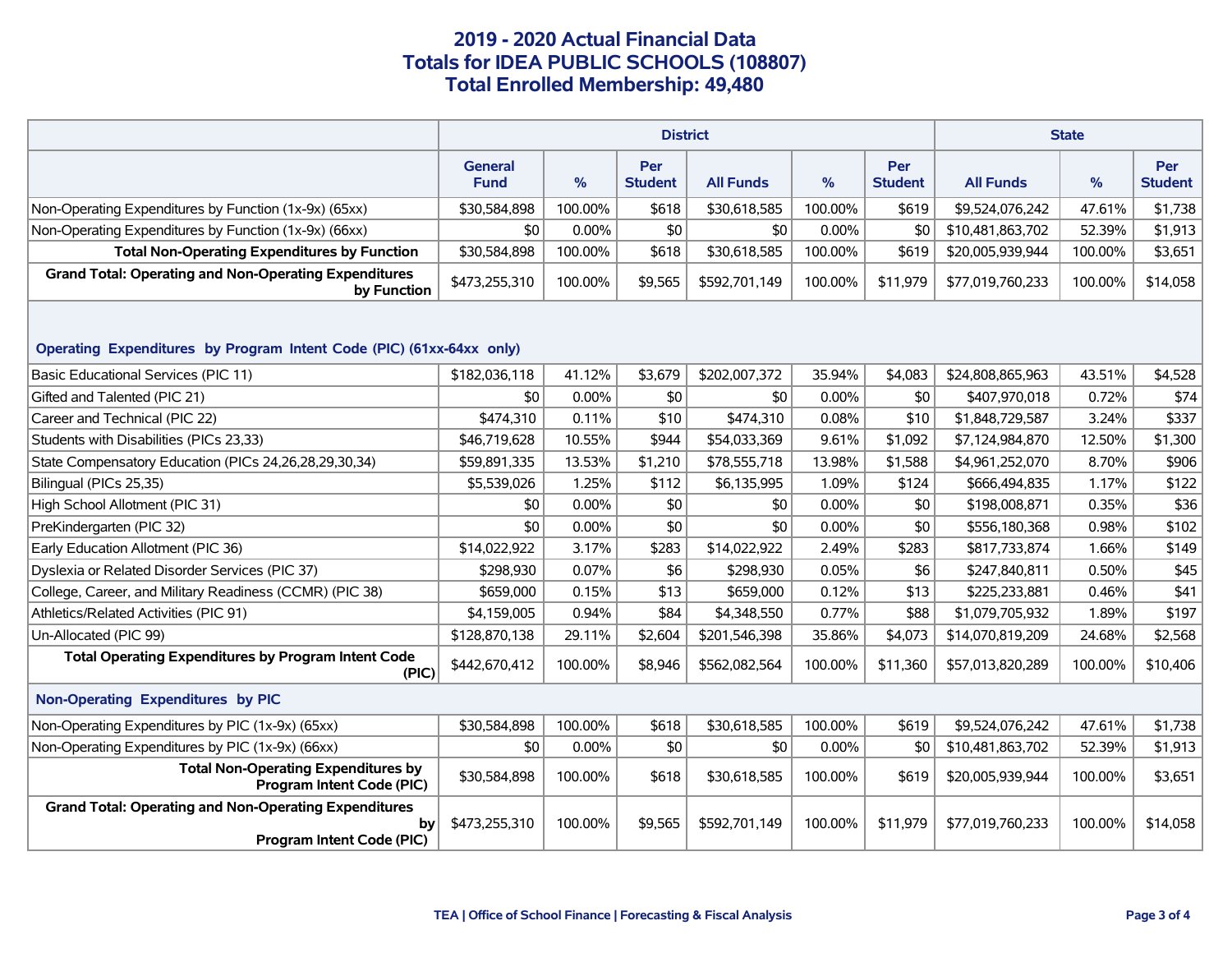# 2019 - 2020 Actual Financial Data
## Totals for IDEA PUBLIC SCHOOLS (108807)
## Total Enrolled Membership: 49,480

| | District | | | | | | State | | |
|---|---|---|---|---|---|---|---|---|---|
| | General Fund | % | Per Student | All Funds | % | Per Student | All Funds | % | Per Student |
| Non-Operating Expenditures by Function (1x-9x) (65xx) | $30,584,898 | 100.00% | $618 | $30,618,585 | 100.00% | $619 | $9,524,076,242 | 47.61% | $1,738 |
| Non-Operating Expenditures by Function (1x-9x) (66xx) | $0 | 0.00% | $0 | $0 | 0.00% | $0 | $10,481,863,702 | 52.39% | $1,913 |
| **Total Non-Operating Expenditures by Function** | $30,584,898 | 100.00% | $618 | $30,618,585 | 100.00% | $619 | $20,005,939,944 | 100.00% | $3,651 |
| **Grand Total: Operating and Non-Operating Expenditures by Function** | $473,255,310 | 100.00% | $9,565 | $592,701,149 | 100.00% | $11,979 | $77,019,760,233 | 100.00% | $14,058 |
| **Operating Expenditures by Program Intent Code (PIC) (61xx-64xx only)** | | | | | | | | | |
| Basic Educational Services (PIC 11) | $182,036,118 | 41.12% | $3,679 | $202,007,372 | 35.94% | $4,083 | $24,808,865,963 | 43.51% | $4,528 |
| Gifted and Talented (PIC 21) | $0 | 0.00% | $0 | $0 | 0.00% | $0 | $407,970,018 | 0.72% | $74 |
| Career and Technical (PIC 22) | $474,310 | 0.11% | $10 | $474,310 | 0.08% | $10 | $1,848,729,587 | 3.24% | $337 |
| Students with Disabilities (PICs 23,33) | $46,719,628 | 10.55% | $944 | $54,033,369 | 9.61% | $1,092 | $7,124,984,870 | 12.50% | $1,300 |
| State Compensatory Education (PICs 24,26,28,29,30,34) | $59,891,335 | 13.53% | $1,210 | $78,555,718 | 13.98% | $1,588 | $4,961,252,070 | 8.70% | $906 |
| Bilingual (PICs 25,35) | $5,539,026 | 1.25% | $112 | $6,135,995 | 1.09% | $124 | $666,494,835 | 1.17% | $122 |
| High School Allotment (PIC 31) | $0 | 0.00% | $0 | $0 | 0.00% | $0 | $198,008,871 | 0.35% | $36 |
| PreKindergarten (PIC 32) | $0 | 0.00% | $0 | $0 | 0.00% | $0 | $556,180,368 | 0.98% | $102 |
| Early Education Allotment (PIC 36) | $14,022,922 | 3.17% | $283 | $14,022,922 | 2.49% | $283 | $817,733,874 | 1.66% | $149 |
| Dyslexia or Related Disorder Services (PIC 37) | $298,930 | 0.07% | $6 | $298,930 | 0.05% | $6 | $247,840,811 | 0.50% | $45 |
| College, Career, and Military Readiness (CCMR) (PIC 38) | $659,000 | 0.15% | $13 | $659,000 | 0.12% | $13 | $225,233,881 | 0.46% | $41 |
| Athletics/Related Activities (PIC 91) | $4,159,005 | 0.94% | $84 | $4,348,550 | 0.77% | $88 | $1,079,705,932 | 1.89% | $197 |
| Un-Allocated (PIC 99) | $128,870,138 | 29.11% | $2,604 | $201,546,398 | 35.86% | $4,073 | $14,070,819,209 | 24.68% | $2,568 |
| **Total Operating Expenditures by Program Intent Code (PIC)** | $442,670,412 | 100.00% | $8,946 | $562,082,564 | 100.00% | $11,360 | $57,013,820,289 | 100.00% | $10,406 |
| **Non-Operating Expenditures by PIC** | | | | | | | | | |
| Non-Operating Expenditures by PIC (1x-9x) (65xx) | $30,584,898 | 100.00% | $618 | $30,618,585 | 100.00% | $619 | $9,524,076,242 | 47.61% | $1,738 |
| Non-Operating Expenditures by PIC (1x-9x) (66xx) | $0 | 0.00% | $0 | $0 | 0.00% | $0 | $10,481,863,702 | 52.39% | $1,913 |
| **Total Non-Operating Expenditures by Program Intent Code (PIC)** | $30,584,898 | 100.00% | $618 | $30,618,585 | 100.00% | $619 | $20,005,939,944 | 100.00% | $3,651 |
| **Grand Total: Operating and Non-Operating Expenditures by Program Intent Code (PIC)** | $473,255,310 | 100.00% | $9,565 | $592,701,149 | 100.00% | $11,979 | $77,019,760,233 | 100.00% | $14,058 |

TEA | Office of School Finance | Forecasting & Fiscal Analysis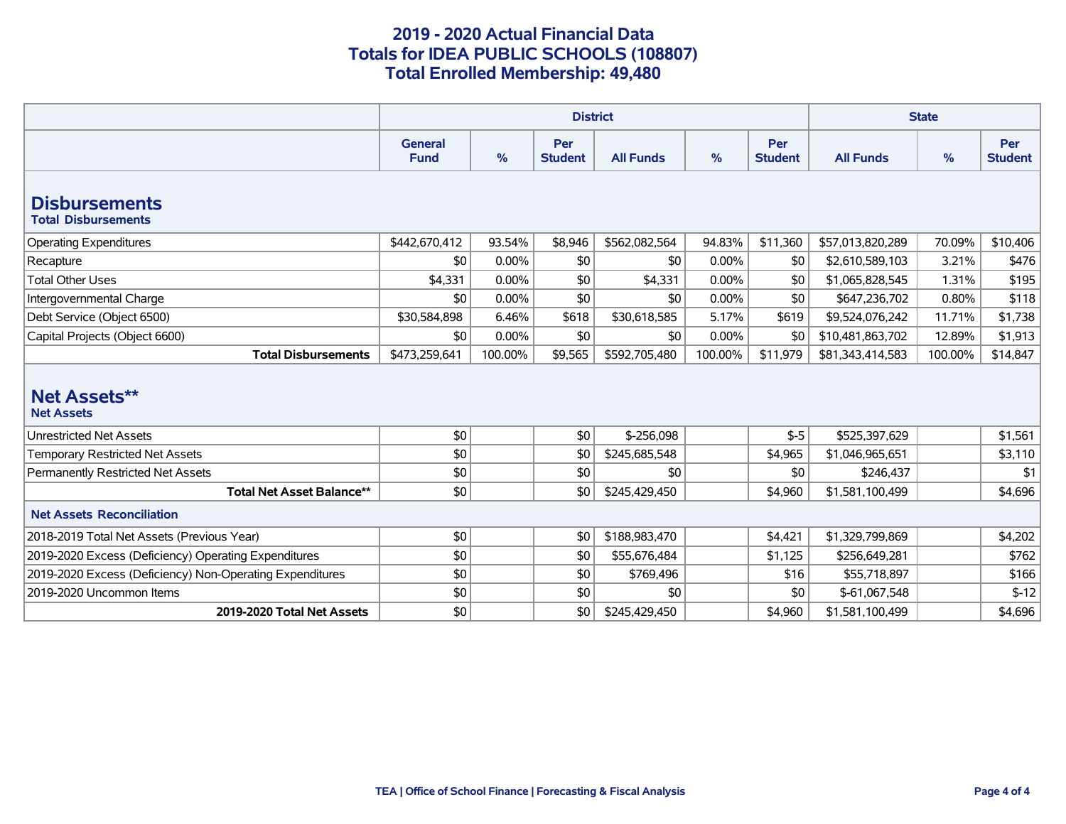# 2019 - 2020 Actual Financial Data
# Totals for IDEA PUBLIC SCHOOLS (108807)
# Total Enrolled Membership: 49,480

| | District | | | | | | State | | |
|---|---|---|---|---|---|---|---|---|---|
| | General Fund | % | Per Student | All Funds | % | Per Student | All Funds | % | Per Student |
| **Disbursements** | | | | | | | | | |
| **Total Disbursements** | | | | | | | | | |
| Operating Expenditures | $442,670,412 | 93.54% | $8,946 | $562,082,564 | 94.83% | $11,360 | $57,013,820,289 | 70.09% | $10,406 |
| Recapture | $0 | 0.00% | $0 | $0 | 0.00% | $0 | $2,610,589,103 | 3.21% | $476 |
| Total Other Uses | $4,331 | 0.00% | $0 | $4,331 | 0.00% | $0 | $1,065,828,545 | 1.31% | $195 |
| Intergovernmental Charge | $0 | 0.00% | $0 | $0 | 0.00% | $0 | $647,236,702 | 0.80% | $118 |
| Debt Service (Object 6500) | $30,584,898 | 6.46% | $618 | $30,618,585 | 5.17% | $619 | $9,524,076,242 | 11.71% | $1,738 |
| Capital Projects (Object 6600) | $0 | 0.00% | $0 | $0 | 0.00% | $0 | $10,481,863,702 | 12.89% | $1,913 |
| **Total Disbursements** | $473,259,641 | 100.00% | $9,565 | $592,705,480 | 100.00% | $11,979 | $81,343,414,583 | 100.00% | $14,847 |
| **Net Assets**** | | | | | | | | | |
| **Net Assets** | | | | | | | | | |
| Unrestricted Net Assets | $0 | | $0 | $-256,098 | | $-5 | $525,397,629 | | $1,561 |
| Temporary Restricted Net Assets | $0 | | $0 | $245,685,548 | | $4,965 | $1,046,965,651 | | $3,110 |
| Permanently Restricted Net Assets | $0 | | $0 | $0 | | $0 | $246,437 | | $1 |
| **Total Net Asset Balance**** | $0 | | $0 | $245,429,450 | | $4,960 | $1,581,100,499 | | $4,696 |
| **Net Assets Reconciliation** | | | | | | | | | |
| 2018-2019 Total Net Assets (Previous Year) | $0 | | $0 | $188,983,470 | | $4,421 | $1,329,799,869 | | $4,202 |
| 2019-2020 Excess (Deficiency) Operating Expenditures | $0 | | $0 | $55,676,484 | | $1,125 | $256,649,281 | | $762 |
| 2019-2020 Excess (Deficiency) Non-Operating Expenditures | $0 | | $0 | $769,496 | | $16 | $55,718,897 | | $166 |
| 2019-2020 Uncommon Items | $0 | | $0 | $0 | | $0 | $-61,067,548 | | $-12 |
| **2019-2020 Total Net Assets** | $0 | | $0 | $245,429,450 | | $4,960 | $1,581,100,499 | | $4,696 |

TEA | Office of School Finance | Forecasting & Fiscal Analysis